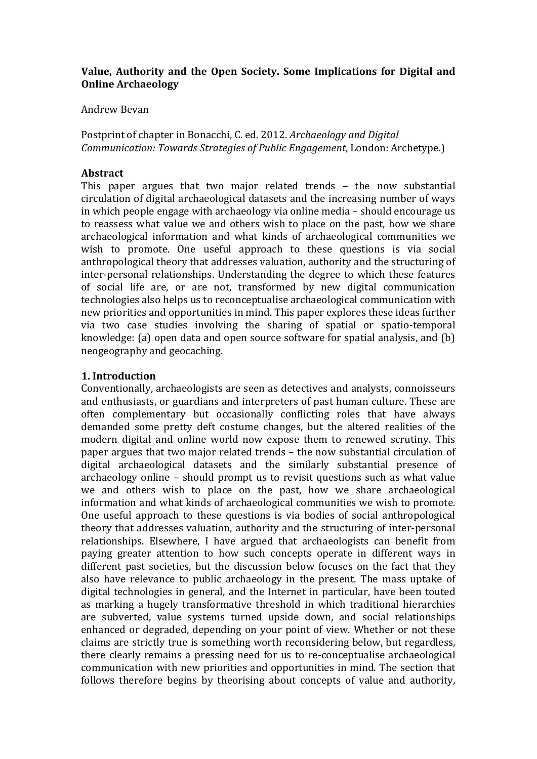# Value, Authority and the Open Society. Some Implications for Digital and Online Archaeology

Andrew Bevan

Postprint of chapter in Bonacchi, C. ed. 2012. *Archaeology and Digital Communication: Towards Strategies of Public Engagement*, London: Archetype.)

## Abstract

This paper argues that two major related trends – the now substantial circulation of digital archaeological datasets and the increasing number of ways in which people engage with archaeology via online media – should encourage us to reassess what value we and others wish to place on the past, how we share archaeological information and what kinds of archaeological communities we wish to promote. One useful approach to these questions is via social anthropological theory that addresses valuation, authority and the structuring of inter-personal relationships. Understanding the degree to which these features of social life are, or are not, transformed by new digital communication technologies also helps us to reconceptualise archaeological communication with new priorities and opportunities in mind. This paper explores these ideas further via two case studies involving the sharing of spatial or spatio-temporal knowledge: (a) open data and open source software for spatial analysis, and (b) neogeography and geocaching.

## 1. Introduction

Conventionally, archaeologists are seen as detectives and analysts, connoisseurs and enthusiasts, or guardians and interpreters of past human culture. These are often complementary but occasionally conflicting roles that have always demanded some pretty deft costume changes, but the altered realities of the modern digital and online world now expose them to renewed scrutiny. This paper argues that two major related trends – the now substantial circulation of digital archaeological datasets and the similarly substantial presence of archaeology online – should prompt us to revisit questions such as what value we and others wish to place on the past, how we share archaeological information and what kinds of archaeological communities we wish to promote. One useful approach to these questions is via bodies of social anthropological theory that addresses valuation, authority and the structuring of inter-personal relationships. Elsewhere, I have argued that archaeologists can benefit from paying greater attention to how such concepts operate in different ways in different past societies, but the discussion below focuses on the fact that they also have relevance to public archaeology in the present. The mass uptake of digital technologies in general, and the Internet in particular, have been touted as marking a hugely transformative threshold in which traditional hierarchies are subverted, value systems turned upside down, and social relationships enhanced or degraded, depending on your point of view. Whether or not these claims are strictly true is something worth reconsidering below, but regardless, there clearly remains a pressing need for us to re-conceptualise archaeological communication with new priorities and opportunities in mind. The section that follows therefore begins by theorising about concepts of value and authority,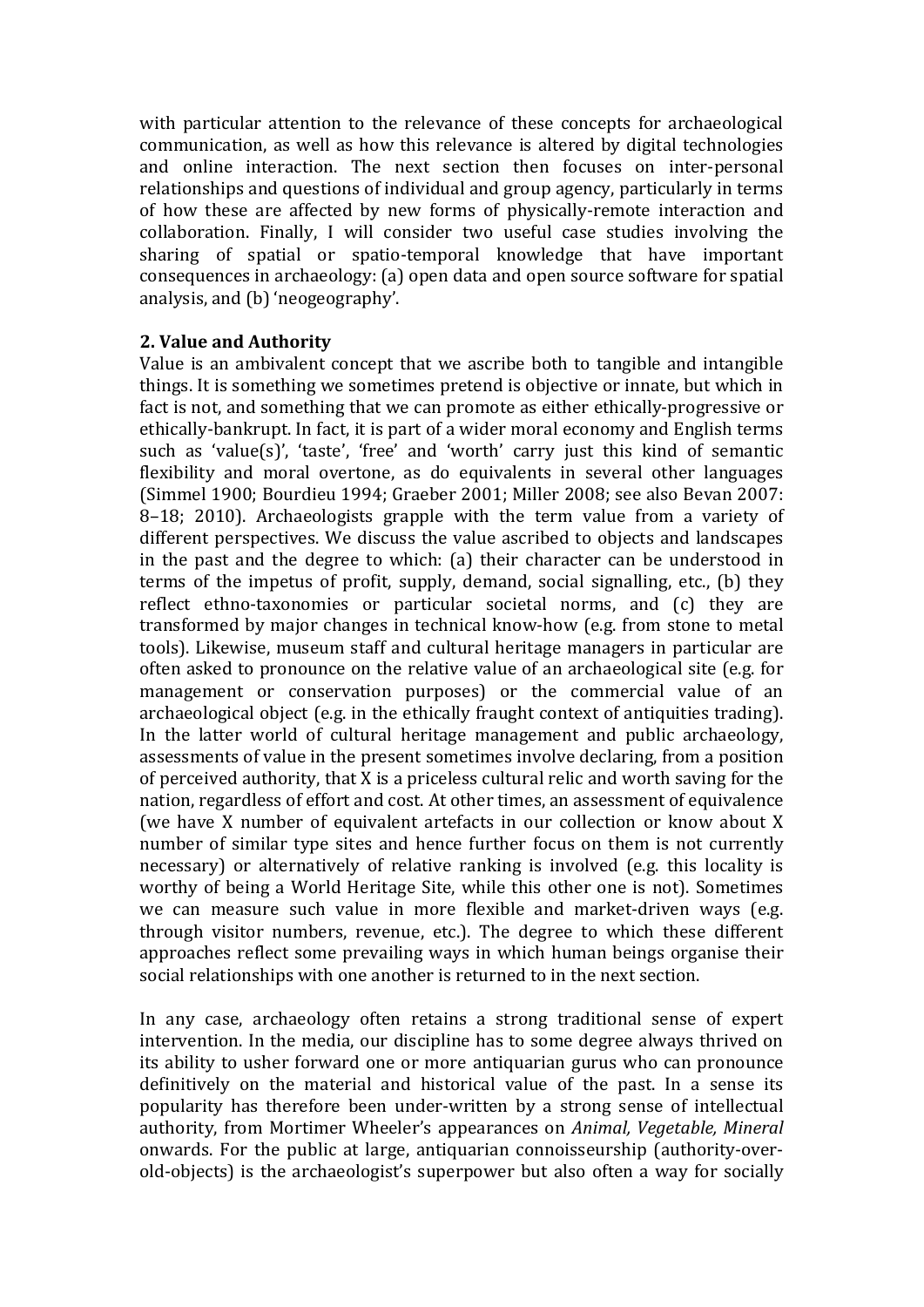with particular attention to the relevance of these concepts for archaeological communication, as well as how this relevance is altered by digital technologies and online interaction. The next section then focuses on inter-personal relationships and questions of individual and group agency, particularly in terms of how these are affected by new forms of physically-remote interaction and collaboration. Finally, I will consider two useful case studies involving the sharing of spatial or spatio-temporal knowledge that have important consequences in archaeology: (a) open data and open source software for spatial analysis, and (b) 'neogeography'.

## 2. Value and Authority

Value is an ambivalent concept that we ascribe both to tangible and intangible things. It is something we sometimes pretend is objective or innate, but which in fact is not, and something that we can promote as either ethically-progressive or ethically-bankrupt. In fact, it is part of a wider moral economy and English terms such as 'value(s)', 'taste', 'free' and 'worth' carry just this kind of semantic flexibility and moral overtone, as do equivalents in several other languages (Simmel 1900; Bourdieu 1994; Graeber 2001; Miller 2008; see also Bevan 2007: 8–18; 2010). Archaeologists grapple with the term value from a variety of different perspectives. We discuss the value ascribed to objects and landscapes in the past and the degree to which: (a) their character can be understood in terms of the impetus of profit, supply, demand, social signalling, etc., (b) they reflect ethno-taxonomies or particular societal norms, and (c) they are transformed by major changes in technical know-how (e.g. from stone to metal tools). Likewise, museum staff and cultural heritage managers in particular are often asked to pronounce on the relative value of an archaeological site (e.g. for management or conservation purposes) or the commercial value of an archaeological object (e.g. in the ethically fraught context of antiquities trading). In the latter world of cultural heritage management and public archaeology, assessments of value in the present sometimes involve declaring, from a position of perceived authority, that X is a priceless cultural relic and worth saving for the nation, regardless of effort and cost. At other times, an assessment of equivalence (we have X number of equivalent artefacts in our collection or know about X number of similar type sites and hence further focus on them is not currently necessary) or alternatively of relative ranking is involved (e.g. this locality is worthy of being a World Heritage Site, while this other one is not). Sometimes we can measure such value in more flexible and market-driven ways (e.g. through visitor numbers, revenue, etc.). The degree to which these different approaches reflect some prevailing ways in which human beings organise their social relationships with one another is returned to in the next section.

In any case, archaeology often retains a strong traditional sense of expert intervention. In the media, our discipline has to some degree always thrived on its ability to usher forward one or more antiquarian gurus who can pronounce definitively on the material and historical value of the past. In a sense its popularity has therefore been under-written by a strong sense of intellectual authority, from Mortimer Wheeler's appearances on *Animal, Vegetable, Mineral* onwards. For the public at large, antiquarian connoisseurship (authority-over-old-objects) is the archaeologist's superpower but also often a way for socially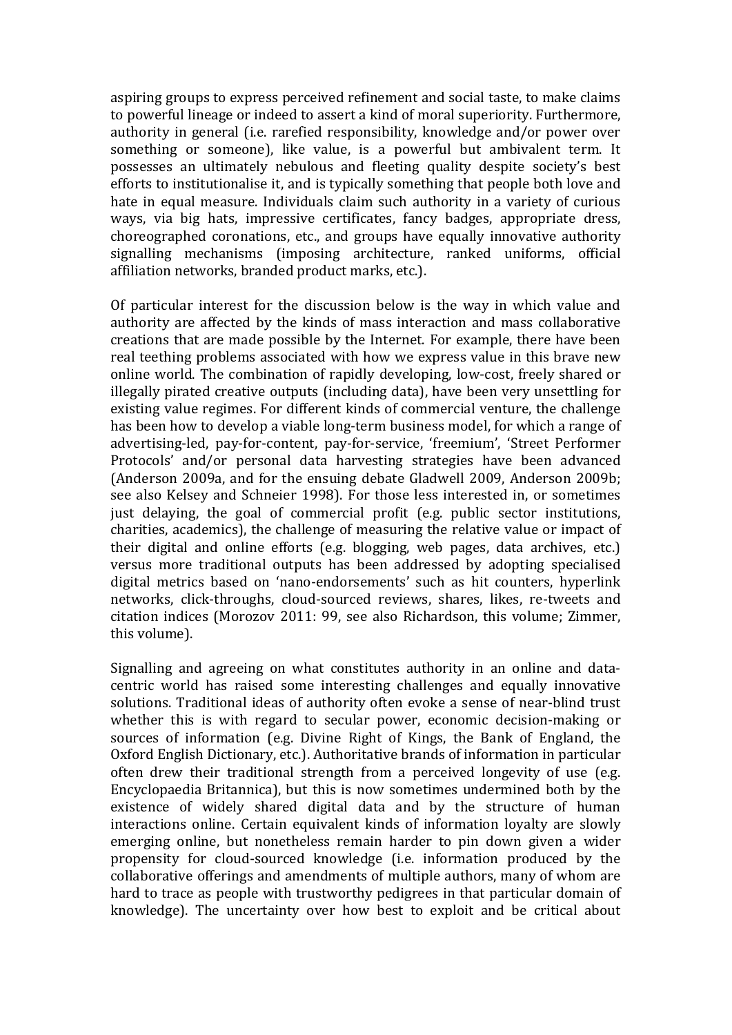aspiring groups to express perceived refinement and social taste, to make claims to powerful lineage or indeed to assert a kind of moral superiority. Furthermore, authority in general (i.e. rarefied responsibility, knowledge and/or power over something or someone), like value, is a powerful but ambivalent term. It possesses an ultimately nebulous and fleeting quality despite society's best efforts to institutionalise it, and is typically something that people both love and hate in equal measure. Individuals claim such authority in a variety of curious ways, via big hats, impressive certificates, fancy badges, appropriate dress, choreographed coronations, etc., and groups have equally innovative authority signalling mechanisms (imposing architecture, ranked uniforms, official affiliation networks, branded product marks, etc.).

Of particular interest for the discussion below is the way in which value and authority are affected by the kinds of mass interaction and mass collaborative creations that are made possible by the Internet. For example, there have been real teething problems associated with how we express value in this brave new online world. The combination of rapidly developing, low-cost, freely shared or illegally pirated creative outputs (including data), have been very unsettling for existing value regimes. For different kinds of commercial venture, the challenge has been how to develop a viable long-term business model, for which a range of advertising-led, pay-for-content, pay-for-service, 'freemium', 'Street Performer Protocols' and/or personal data harvesting strategies have been advanced (Anderson 2009a, and for the ensuing debate Gladwell 2009, Anderson 2009b; see also Kelsey and Schneier 1998). For those less interested in, or sometimes just delaying, the goal of commercial profit (e.g. public sector institutions, charities, academics), the challenge of measuring the relative value or impact of their digital and online efforts (e.g. blogging, web pages, data archives, etc.) versus more traditional outputs has been addressed by adopting specialised digital metrics based on 'nano-endorsements' such as hit counters, hyperlink networks, click-throughs, cloud-sourced reviews, shares, likes, re-tweets and citation indices (Morozov 2011: 99, see also Richardson, this volume; Zimmer, this volume).

Signalling and agreeing on what constitutes authority in an online and data-centric world has raised some interesting challenges and equally innovative solutions. Traditional ideas of authority often evoke a sense of near-blind trust whether this is with regard to secular power, economic decision-making or sources of information (e.g. Divine Right of Kings, the Bank of England, the Oxford English Dictionary, etc.). Authoritative brands of information in particular often drew their traditional strength from a perceived longevity of use (e.g. Encyclopaedia Britannica), but this is now sometimes undermined both by the existence of widely shared digital data and by the structure of human interactions online. Certain equivalent kinds of information loyalty are slowly emerging online, but nonetheless remain harder to pin down given a wider propensity for cloud-sourced knowledge (i.e. information produced by the collaborative offerings and amendments of multiple authors, many of whom are hard to trace as people with trustworthy pedigrees in that particular domain of knowledge). The uncertainty over how best to exploit and be critical about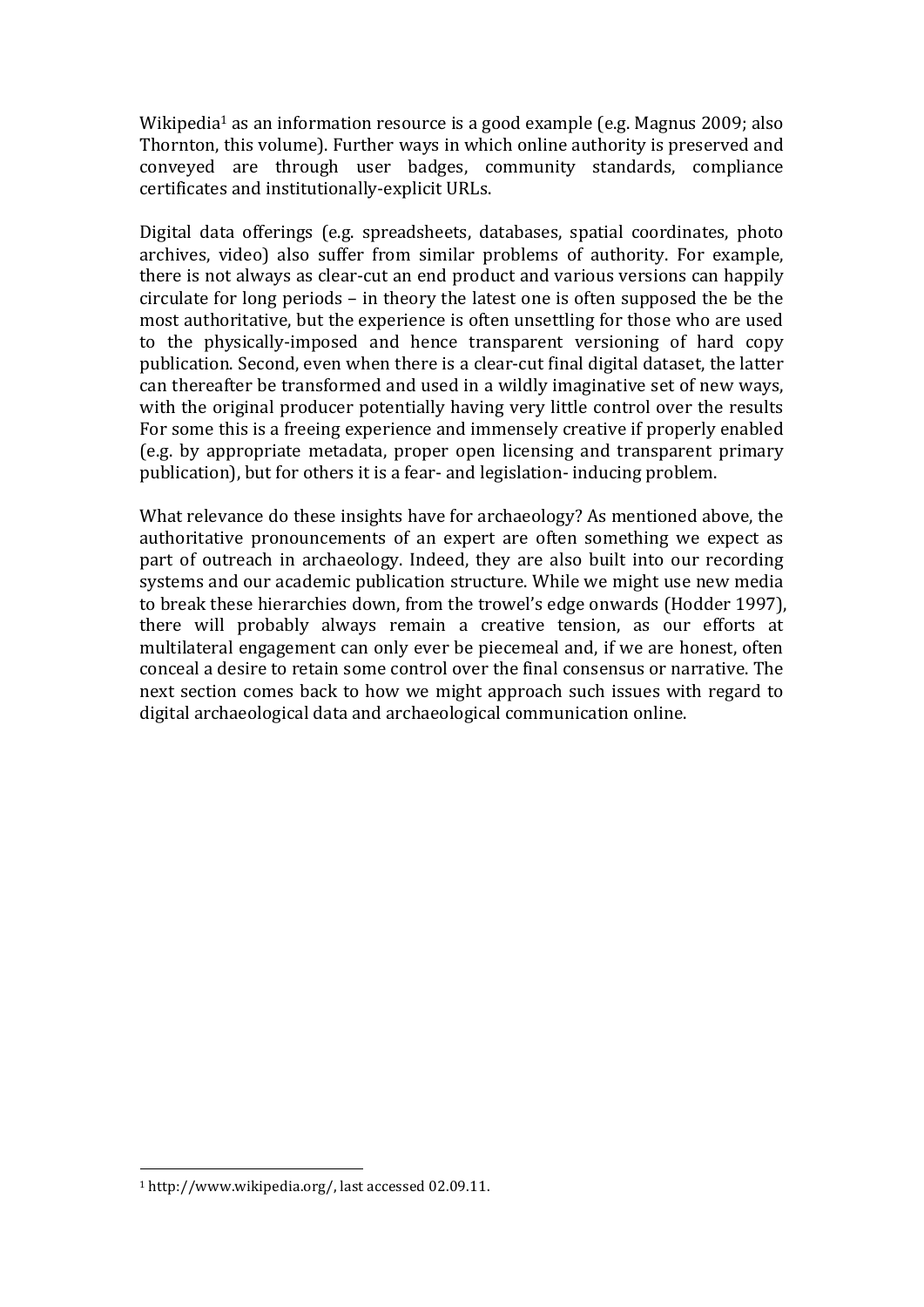Wikipedia[1] as an information resource is a good example (e.g. Magnus 2009; also Thornton, this volume). Further ways in which online authority is preserved and conveyed are through user badges, community standards, compliance certificates and institutionally-explicit URLs.

Digital data offerings (e.g. spreadsheets, databases, spatial coordinates, photo archives, video) also suffer from similar problems of authority. For example, there is not always as clear-cut an end product and various versions can happily circulate for long periods – in theory the latest one is often supposed the be the most authoritative, but the experience is often unsettling for those who are used to the physically-imposed and hence transparent versioning of hard copy publication. Second, even when there is a clear-cut final digital dataset, the latter can thereafter be transformed and used in a wildly imaginative set of new ways, with the original producer potentially having very little control over the results For some this is a freeing experience and immensely creative if properly enabled (e.g. by appropriate metadata, proper open licensing and transparent primary publication), but for others it is a fear- and legislation- inducing problem.

What relevance do these insights have for archaeology? As mentioned above, the authoritative pronouncements of an expert are often something we expect as part of outreach in archaeology. Indeed, they are also built into our recording systems and our academic publication structure. While we might use new media to break these hierarchies down, from the trowel's edge onwards (Hodder 1997), there will probably always remain a creative tension, as our efforts at multilateral engagement can only ever be piecemeal and, if we are honest, often conceal a desire to retain some control over the final consensus or narrative. The next section comes back to how we might approach such issues with regard to digital archaeological data and archaeological communication online.

---

[1] http://www.wikipedia.org/, last accessed 02.09.11.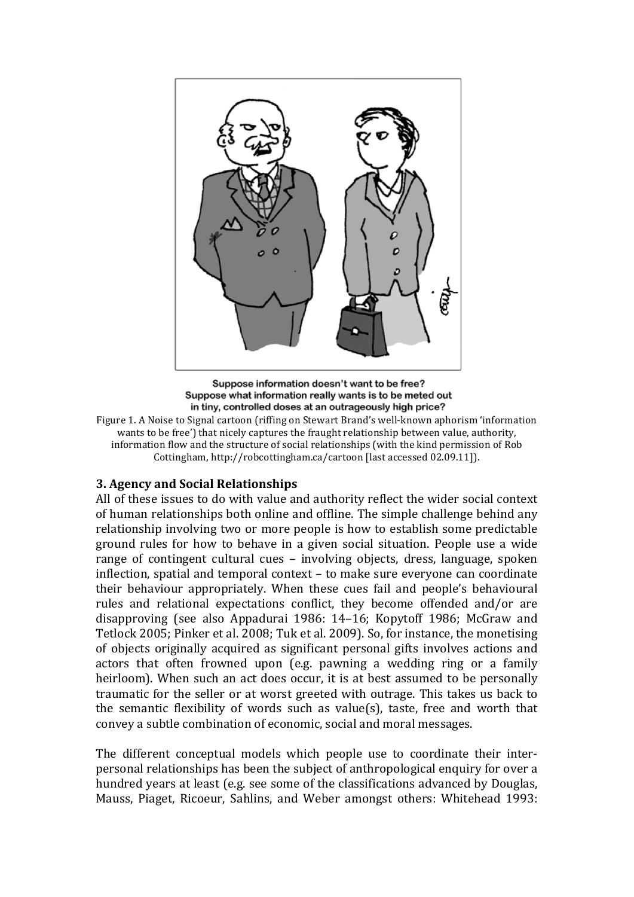Suppose information doesn't want to be free? Suppose what information really wants is to be meted out in tiny, controlled doses at an outrageously high price?

Figure 1. A Noise to Signal cartoon (riffing on Stewart Brand's well-known aphorism 'information wants to be free') that nicely captures the fraught relationship between value, authority, information flow and the structure of social relationships (with the kind permission of Rob Cottingham, http://robcottingham.ca/cartoon [last accessed 02.09.11]).

### 3. Agency and Social Relationships

All of these issues to do with value and authority reflect the wider social context of human relationships both online and offline. The simple challenge behind any relationship involving two or more people is how to establish some predictable ground rules for how to behave in a given social situation. People use a wide range of contingent cultural cues – involving objects, dress, language, spoken inflection, spatial and temporal context – to make sure everyone can coordinate their behaviour appropriately. When these cues fail and people's behavioural rules and relational expectations conflict, they become offended and/or are disapproving (see also Appadurai 1986: 14–16; Kopytoff 1986; McGraw and Tetlock 2005; Pinker et al. 2008; Tuk et al. 2009). So, for instance, the monetising of objects originally acquired as significant personal gifts involves actions and actors that often frowned upon (e.g. pawning a wedding ring or a family heirloom). When such an act does occur, it is at best assumed to be personally traumatic for the seller or at worst greeted with outrage. This takes us back to the semantic flexibility of words such as value(s), taste, free and worth that convey a subtle combination of economic, social and moral messages.

The different conceptual models which people use to coordinate their inter-personal relationships has been the subject of anthropological enquiry for over a hundred years at least (e.g. see some of the classifications advanced by Douglas, Mauss, Piaget, Ricoeur, Sahlins, and Weber amongst others: Whitehead 1993: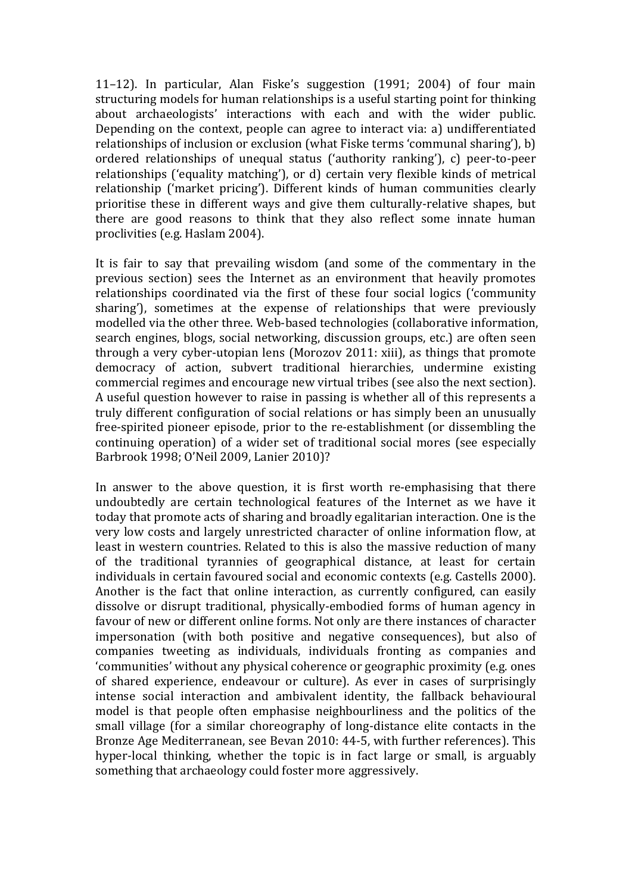11–12). In particular, Alan Fiske's suggestion (1991; 2004) of four main structuring models for human relationships is a useful starting point for thinking about archaeologists' interactions with each and with the wider public. Depending on the context, people can agree to interact via: a) undifferentiated relationships of inclusion or exclusion (what Fiske terms 'communal sharing'), b) ordered relationships of unequal status ('authority ranking'), c) peer-to-peer relationships ('equality matching'), or d) certain very flexible kinds of metrical relationship ('market pricing'). Different kinds of human communities clearly prioritise these in different ways and give them culturally-relative shapes, but there are good reasons to think that they also reflect some innate human proclivities (e.g. Haslam 2004).

It is fair to say that prevailing wisdom (and some of the commentary in the previous section) sees the Internet as an environment that heavily promotes relationships coordinated via the first of these four social logics ('community sharing'), sometimes at the expense of relationships that were previously modelled via the other three. Web-based technologies (collaborative information, search engines, blogs, social networking, discussion groups, etc.) are often seen through a very cyber-utopian lens (Morozov 2011: xiii), as things that promote democracy of action, subvert traditional hierarchies, undermine existing commercial regimes and encourage new virtual tribes (see also the next section). A useful question however to raise in passing is whether all of this represents a truly different configuration of social relations or has simply been an unusually free-spirited pioneer episode, prior to the re-establishment (or dissembling the continuing operation) of a wider set of traditional social mores (see especially Barbrook 1998; O'Neil 2009, Lanier 2010)?

In answer to the above question, it is first worth re-emphasising that there undoubtedly are certain technological features of the Internet as we have it today that promote acts of sharing and broadly egalitarian interaction. One is the very low costs and largely unrestricted character of online information flow, at least in western countries. Related to this is also the massive reduction of many of the traditional tyrannies of geographical distance, at least for certain individuals in certain favoured social and economic contexts (e.g. Castells 2000). Another is the fact that online interaction, as currently configured, can easily dissolve or disrupt traditional, physically-embodied forms of human agency in favour of new or different online forms. Not only are there instances of character impersonation (with both positive and negative consequences), but also of companies tweeting as individuals, individuals fronting as companies and 'communities' without any physical coherence or geographic proximity (e.g. ones of shared experience, endeavour or culture). As ever in cases of surprisingly intense social interaction and ambivalent identity, the fallback behavioural model is that people often emphasise neighbourliness and the politics of the small village (for a similar choreography of long-distance elite contacts in the Bronze Age Mediterranean, see Bevan 2010: 44-5, with further references). This hyper-local thinking, whether the topic is in fact large or small, is arguably something that archaeology could foster more aggressively.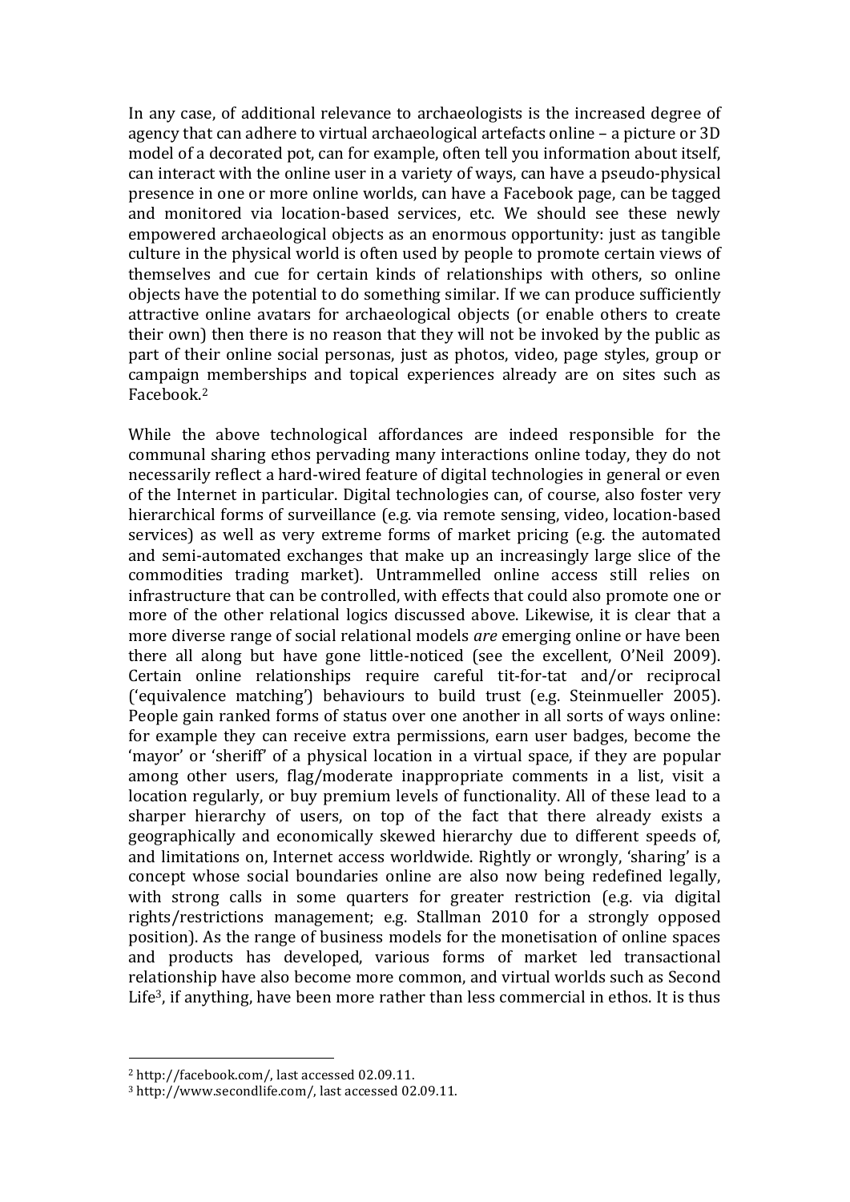In any case, of additional relevance to archaeologists is the increased degree of agency that can adhere to virtual archaeological artefacts online – a picture or 3D model of a decorated pot, can for example, often tell you information about itself, can interact with the online user in a variety of ways, can have a pseudo-physical presence in one or more online worlds, can have a Facebook page, can be tagged and monitored via location-based services, etc. We should see these newly empowered archaeological objects as an enormous opportunity: just as tangible culture in the physical world is often used by people to promote certain views of themselves and cue for certain kinds of relationships with others, so online objects have the potential to do something similar. If we can produce sufficiently attractive online avatars for archaeological objects (or enable others to create their own) then there is no reason that they will not be invoked by the public as part of their online social personas, just as photos, video, page styles, group or campaign memberships and topical experiences already are on sites such as Facebook.[2]

While the above technological affordances are indeed responsible for the communal sharing ethos pervading many interactions online today, they do not necessarily reflect a hard-wired feature of digital technologies in general or even of the Internet in particular. Digital technologies can, of course, also foster very hierarchical forms of surveillance (e.g. via remote sensing, video, location-based services) as well as very extreme forms of market pricing (e.g. the automated and semi-automated exchanges that make up an increasingly large slice of the commodities trading market). Untrammelled online access still relies on infrastructure that can be controlled, with effects that could also promote one or more of the other relational logics discussed above. Likewise, it is clear that a more diverse range of social relational models *are* emerging online or have been there all along but have gone little-noticed (see the excellent, O'Neil 2009). Certain online relationships require careful tit-for-tat and/or reciprocal ('equivalence matching') behaviours to build trust (e.g. Steinmueller 2005). People gain ranked forms of status over one another in all sorts of ways online: for example they can receive extra permissions, earn user badges, become the 'mayor' or 'sheriff' of a physical location in a virtual space, if they are popular among other users, flag/moderate inappropriate comments in a list, visit a location regularly, or buy premium levels of functionality. All of these lead to a sharper hierarchy of users, on top of the fact that there already exists a geographically and economically skewed hierarchy due to different speeds of, and limitations on, Internet access worldwide. Rightly or wrongly, 'sharing' is a concept whose social boundaries online are also now being redefined legally, with strong calls in some quarters for greater restriction (e.g. via digital rights/restrictions management; e.g. Stallman 2010 for a strongly opposed position). As the range of business models for the monetisation of online spaces and products has developed, various forms of market led transactional relationship have also become more common, and virtual worlds such as Second Life[3], if anything, have been more rather than less commercial in ethos. It is thus

[2] http://facebook.com/, last accessed 02.09.11.

[3] http://www.secondlife.com/, last accessed 02.09.11.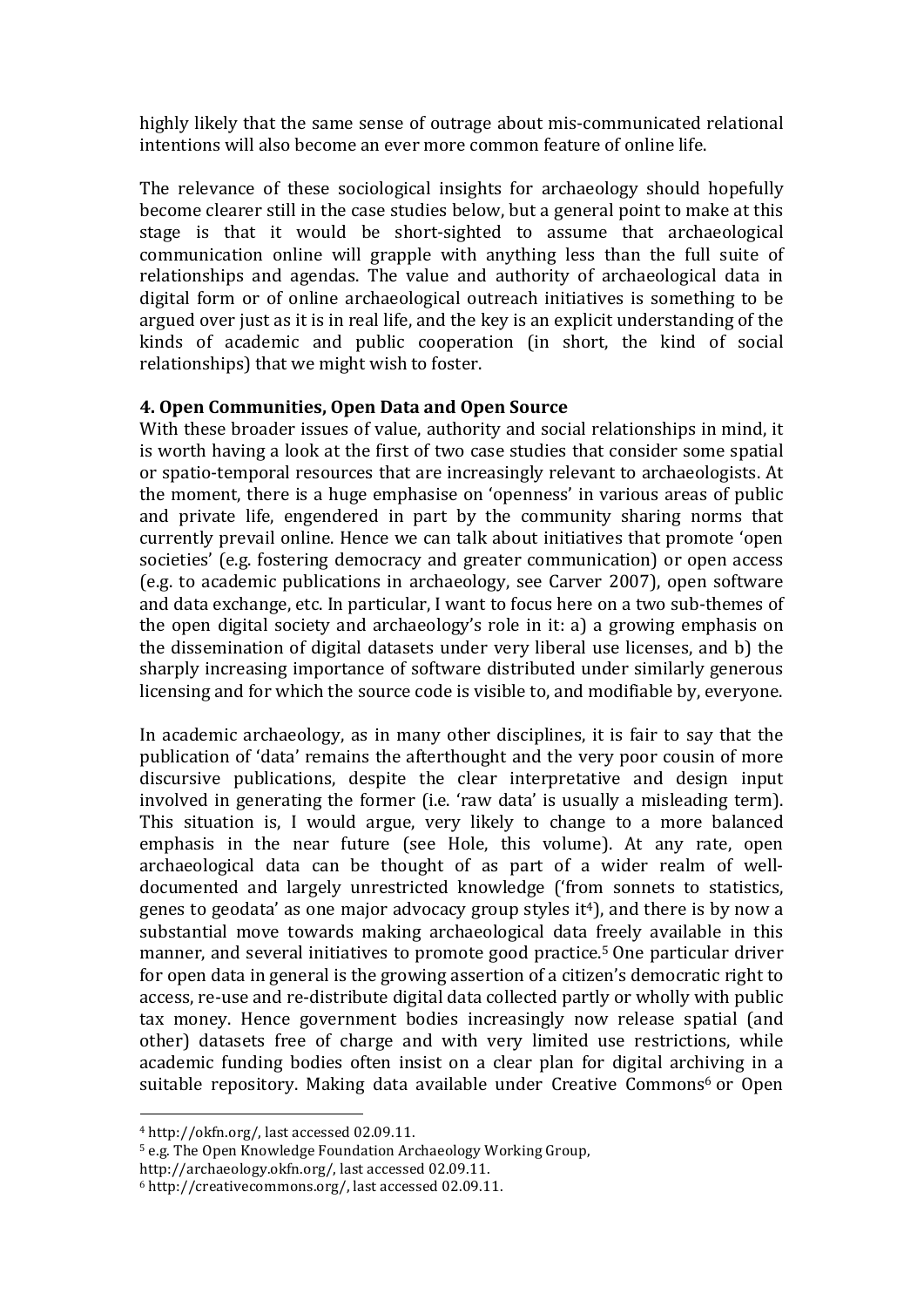highly likely that the same sense of outrage about mis-communicated relational intentions will also become an ever more common feature of online life.

The relevance of these sociological insights for archaeology should hopefully become clearer still in the case studies below, but a general point to make at this stage is that it would be short-sighted to assume that archaeological communication online will grapple with anything less than the full suite of relationships and agendas. The value and authority of archaeological data in digital form or of online archaeological outreach initiatives is something to be argued over just as it is in real life, and the key is an explicit understanding of the kinds of academic and public cooperation (in short, the kind of social relationships) that we might wish to foster.

**4. Open Communities, Open Data and Open Source**

With these broader issues of value, authority and social relationships in mind, it is worth having a look at the first of two case studies that consider some spatial or spatio-temporal resources that are increasingly relevant to archaeologists. At the moment, there is a huge emphasise on 'openness' in various areas of public and private life, engendered in part by the community sharing norms that currently prevail online. Hence we can talk about initiatives that promote 'open societies' (e.g. fostering democracy and greater communication) or open access (e.g. to academic publications in archaeology, see Carver 2007), open software and data exchange, etc. In particular, I want to focus here on a two sub-themes of the open digital society and archaeology's role in it: a) a growing emphasis on the dissemination of digital datasets under very liberal use licenses, and b) the sharply increasing importance of software distributed under similarly generous licensing and for which the source code is visible to, and modifiable by, everyone.

In academic archaeology, as in many other disciplines, it is fair to say that the publication of 'data' remains the afterthought and the very poor cousin of more discursive publications, despite the clear interpretative and design input involved in generating the former (i.e. 'raw data' is usually a misleading term). This situation is, I would argue, very likely to change to a more balanced emphasis in the near future (see Hole, this volume). At any rate, open archaeological data can be thought of as part of a wider realm of well-documented and largely unrestricted knowledge ('from sonnets to statistics, genes to geodata' as one major advocacy group styles it[4]), and there is by now a substantial move towards making archaeological data freely available in this manner, and several initiatives to promote good practice.[5] One particular driver for open data in general is the growing assertion of a citizen's democratic right to access, re-use and re-distribute digital data collected partly or wholly with public tax money. Hence government bodies increasingly now release spatial (and other) datasets free of charge and with very limited use restrictions, while academic funding bodies often insist on a clear plan for digital archiving in a suitable repository. Making data available under Creative Commons[6] or Open

[4] http://okfn.org/, last accessed 02.09.11.

[5] e.g. The Open Knowledge Foundation Archaeology Working Group, http://archaeology.okfn.org/, last accessed 02.09.11.

[6] http://creativecommons.org/, last accessed 02.09.11.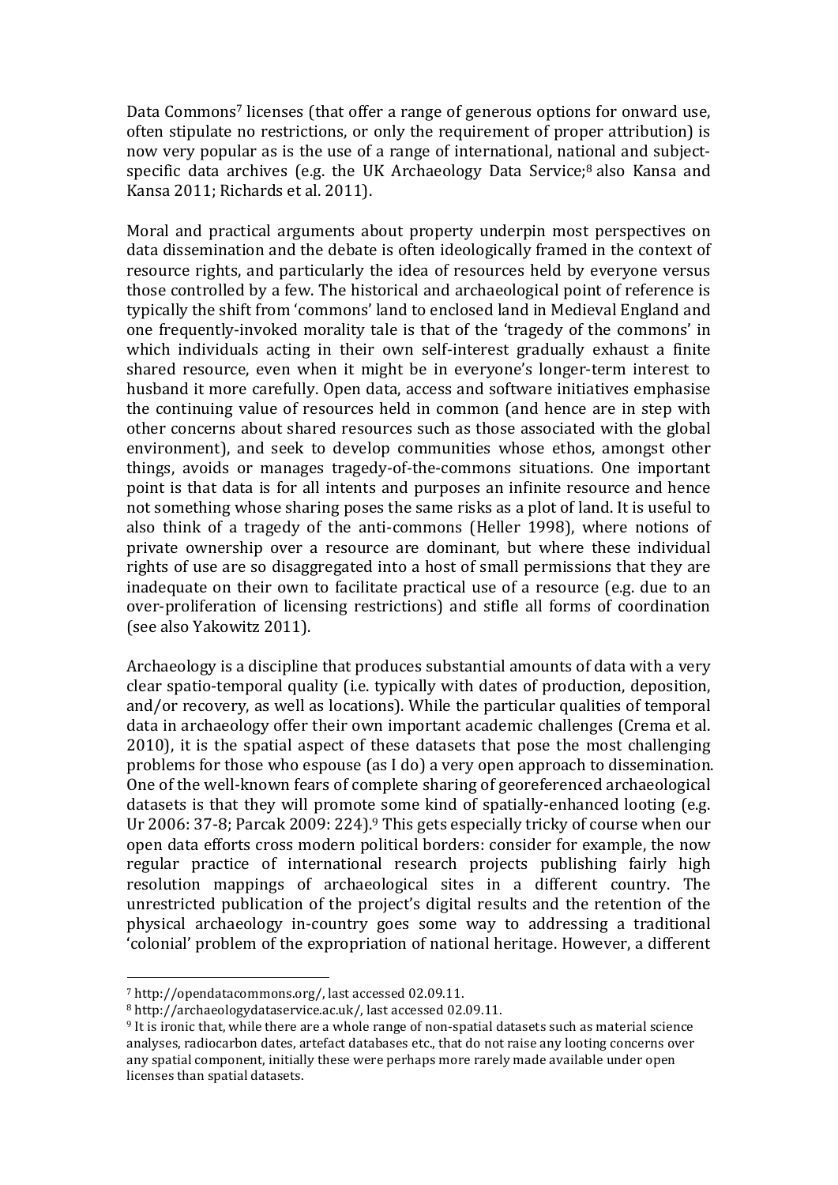Data Commons[7] licenses (that offer a range of generous options for onward use, often stipulate no restrictions, or only the requirement of proper attribution) is now very popular as is the use of a range of international, national and subject-specific data archives (e.g. the UK Archaeology Data Service;[8] also Kansa and Kansa 2011; Richards et al. 2011).

Moral and practical arguments about property underpin most perspectives on data dissemination and the debate is often ideologically framed in the context of resource rights, and particularly the idea of resources held by everyone versus those controlled by a few. The historical and archaeological point of reference is typically the shift from 'commons' land to enclosed land in Medieval England and one frequently-invoked morality tale is that of the 'tragedy of the commons' in which individuals acting in their own self-interest gradually exhaust a finite shared resource, even when it might be in everyone's longer-term interest to husband it more carefully. Open data, access and software initiatives emphasise the continuing value of resources held in common (and hence are in step with other concerns about shared resources such as those associated with the global environment), and seek to develop communities whose ethos, amongst other things, avoids or manages tragedy-of-the-commons situations. One important point is that data is for all intents and purposes an infinite resource and hence not something whose sharing poses the same risks as a plot of land. It is useful to also think of a tragedy of the anti-commons (Heller 1998), where notions of private ownership over a resource are dominant, but where these individual rights of use are so disaggregated into a host of small permissions that they are inadequate on their own to facilitate practical use of a resource (e.g. due to an over-proliferation of licensing restrictions) and stifle all forms of coordination (see also Yakowitz 2011).

Archaeology is a discipline that produces substantial amounts of data with a very clear spatio-temporal quality (i.e. typically with dates of production, deposition, and/or recovery, as well as locations). While the particular qualities of temporal data in archaeology offer their own important academic challenges (Crema et al. 2010), it is the spatial aspect of these datasets that pose the most challenging problems for those who espouse (as I do) a very open approach to dissemination. One of the well-known fears of complete sharing of georeferenced archaeological datasets is that they will promote some kind of spatially-enhanced looting (e.g. Ur 2006: 37-8; Parcak 2009: 224).[9] This gets especially tricky of course when our open data efforts cross modern political borders: consider for example, the now regular practice of international research projects publishing fairly high resolution mappings of archaeological sites in a different country. The unrestricted publication of the project's digital results and the retention of the physical archaeology in-country goes some way to addressing a traditional 'colonial' problem of the expropriation of national heritage. However, a different

---

[7] http://opendatacommons.org/, last accessed 02.09.11.

[8] http://archaeologydataservice.ac.uk/, last accessed 02.09.11.

[9] It is ironic that, while there are a whole range of non-spatial datasets such as material science analyses, radiocarbon dates, artefact databases etc., that do not raise any looting concerns over any spatial component, initially these were perhaps more rarely made available under open licenses than spatial datasets.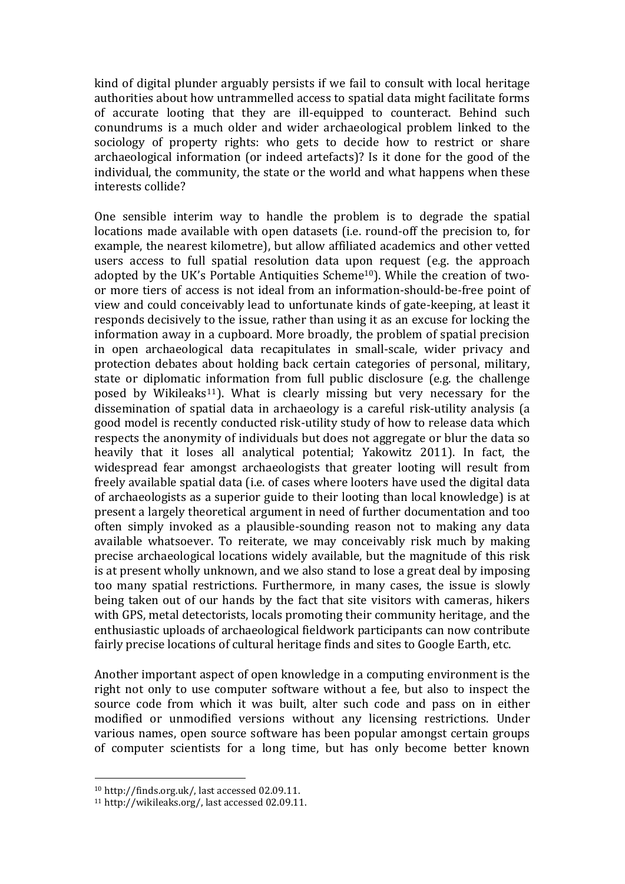kind of digital plunder arguably persists if we fail to consult with local heritage authorities about how untrammelled access to spatial data might facilitate forms of accurate looting that they are ill-equipped to counteract. Behind such conundrums is a much older and wider archaeological problem linked to the sociology of property rights: who gets to decide how to restrict or share archaeological information (or indeed artefacts)? Is it done for the good of the individual, the community, the state or the world and what happens when these interests collide?

One sensible interim way to handle the problem is to degrade the spatial locations made available with open datasets (i.e. round-off the precision to, for example, the nearest kilometre), but allow affiliated academics and other vetted users access to full spatial resolution data upon request (e.g. the approach adopted by the UK's Portable Antiquities Scheme[10]). While the creation of two- or more tiers of access is not ideal from an information-should-be-free point of view and could conceivably lead to unfortunate kinds of gate-keeping, at least it responds decisively to the issue, rather than using it as an excuse for locking the information away in a cupboard. More broadly, the problem of spatial precision in open archaeological data recapitulates in small-scale, wider privacy and protection debates about holding back certain categories of personal, military, state or diplomatic information from full public disclosure (e.g. the challenge posed by Wikileaks[11]). What is clearly missing but very necessary for the dissemination of spatial data in archaeology is a careful risk-utility analysis (a good model is recently conducted risk-utility study of how to release data which respects the anonymity of individuals but does not aggregate or blur the data so heavily that it loses all analytical potential; Yakowitz 2011). In fact, the widespread fear amongst archaeologists that greater looting will result from freely available spatial data (i.e. of cases where looters have used the digital data of archaeologists as a superior guide to their looting than local knowledge) is at present a largely theoretical argument in need of further documentation and too often simply invoked as a plausible-sounding reason not to making any data available whatsoever. To reiterate, we may conceivably risk much by making precise archaeological locations widely available, but the magnitude of this risk is at present wholly unknown, and we also stand to lose a great deal by imposing too many spatial restrictions. Furthermore, in many cases, the issue is slowly being taken out of our hands by the fact that site visitors with cameras, hikers with GPS, metal detectorists, locals promoting their community heritage, and the enthusiastic uploads of archaeological fieldwork participants can now contribute fairly precise locations of cultural heritage finds and sites to Google Earth, etc.

Another important aspect of open knowledge in a computing environment is the right not only to use computer software without a fee, but also to inspect the source code from which it was built, alter such code and pass on in either modified or unmodified versions without any licensing restrictions. Under various names, open source software has been popular amongst certain groups of computer scientists for a long time, but has only become better known

[10] http://finds.org.uk/, last accessed 02.09.11.

[11] http://wikileaks.org/, last accessed 02.09.11.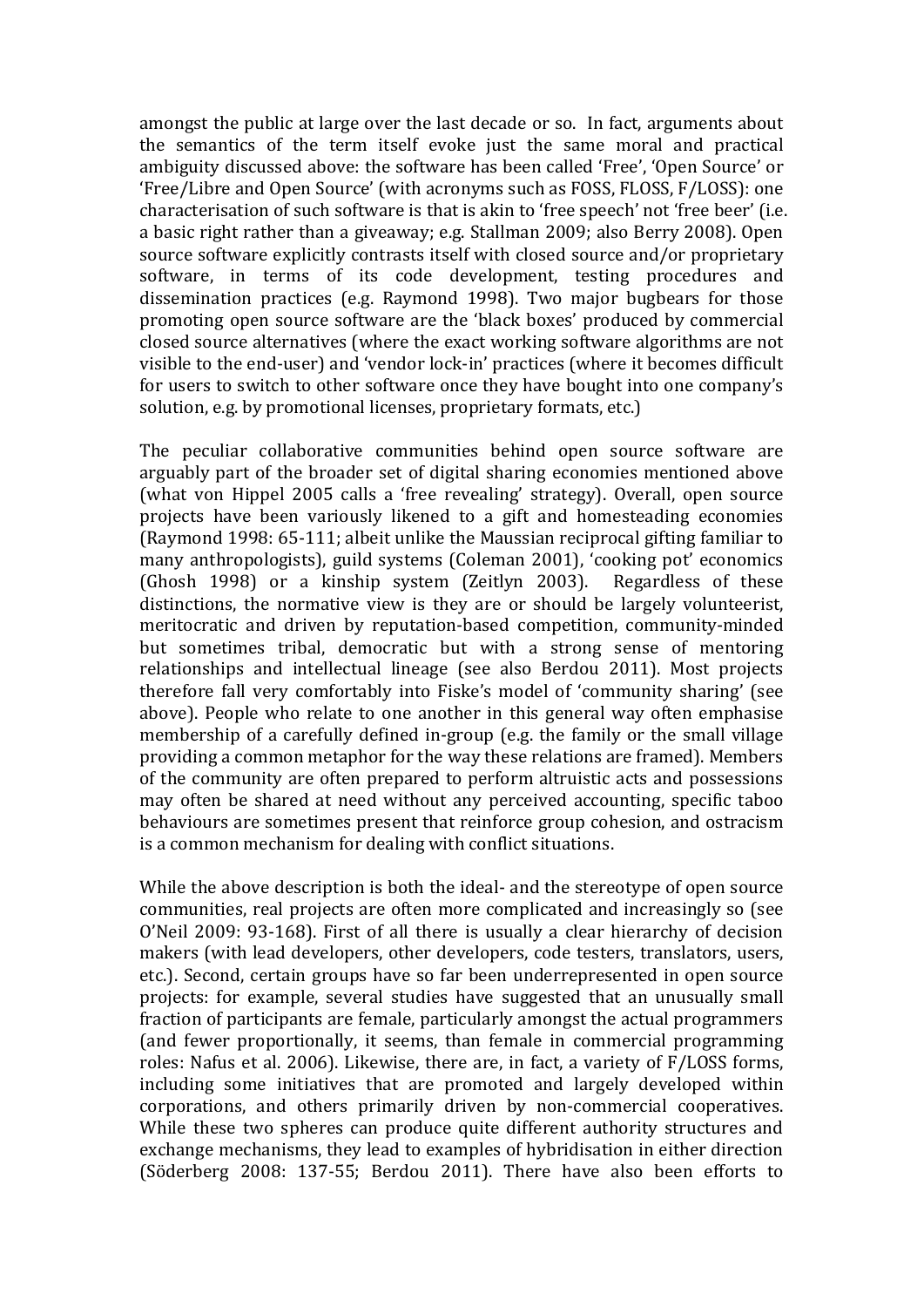amongst the public at large over the last decade or so. In fact, arguments about the semantics of the term itself evoke just the same moral and practical ambiguity discussed above: the software has been called 'Free', 'Open Source' or 'Free/Libre and Open Source' (with acronyms such as FOSS, FLOSS, F/LOSS): one characterisation of such software is that is akin to 'free speech' not 'free beer' (i.e. a basic right rather than a giveaway; e.g. Stallman 2009; also Berry 2008). Open source software explicitly contrasts itself with closed source and/or proprietary software, in terms of its code development, testing procedures and dissemination practices (e.g. Raymond 1998). Two major bugbears for those promoting open source software are the 'black boxes' produced by commercial closed source alternatives (where the exact working software algorithms are not visible to the end-user) and 'vendor lock-in' practices (where it becomes difficult for users to switch to other software once they have bought into one company's solution, e.g. by promotional licenses, proprietary formats, etc.)

The peculiar collaborative communities behind open source software are arguably part of the broader set of digital sharing economies mentioned above (what von Hippel 2005 calls a 'free revealing' strategy). Overall, open source projects have been variously likened to a gift and homesteading economies (Raymond 1998: 65-111; albeit unlike the Maussian reciprocal gifting familiar to many anthropologists), guild systems (Coleman 2001), 'cooking pot' economics (Ghosh 1998) or a kinship system (Zeitlyn 2003). Regardless of these distinctions, the normative view is they are or should be largely volunteerist, meritocratic and driven by reputation-based competition, community-minded but sometimes tribal, democratic but with a strong sense of mentoring relationships and intellectual lineage (see also Berdou 2011). Most projects therefore fall very comfortably into Fiske's model of 'community sharing' (see above). People who relate to one another in this general way often emphasise membership of a carefully defined in-group (e.g. the family or the small village providing a common metaphor for the way these relations are framed). Members of the community are often prepared to perform altruistic acts and possessions may often be shared at need without any perceived accounting, specific taboo behaviours are sometimes present that reinforce group cohesion, and ostracism is a common mechanism for dealing with conflict situations.

While the above description is both the ideal- and the stereotype of open source communities, real projects are often more complicated and increasingly so (see O'Neil 2009: 93-168). First of all there is usually a clear hierarchy of decision makers (with lead developers, other developers, code testers, translators, users, etc.). Second, certain groups have so far been underrepresented in open source projects: for example, several studies have suggested that an unusually small fraction of participants are female, particularly amongst the actual programmers (and fewer proportionally, it seems, than female in commercial programming roles: Nafus et al. 2006). Likewise, there are, in fact, a variety of F/LOSS forms, including some initiatives that are promoted and largely developed within corporations, and others primarily driven by non-commercial cooperatives. While these two spheres can produce quite different authority structures and exchange mechanisms, they lead to examples of hybridisation in either direction (Söderberg 2008: 137-55; Berdou 2011). There have also been efforts to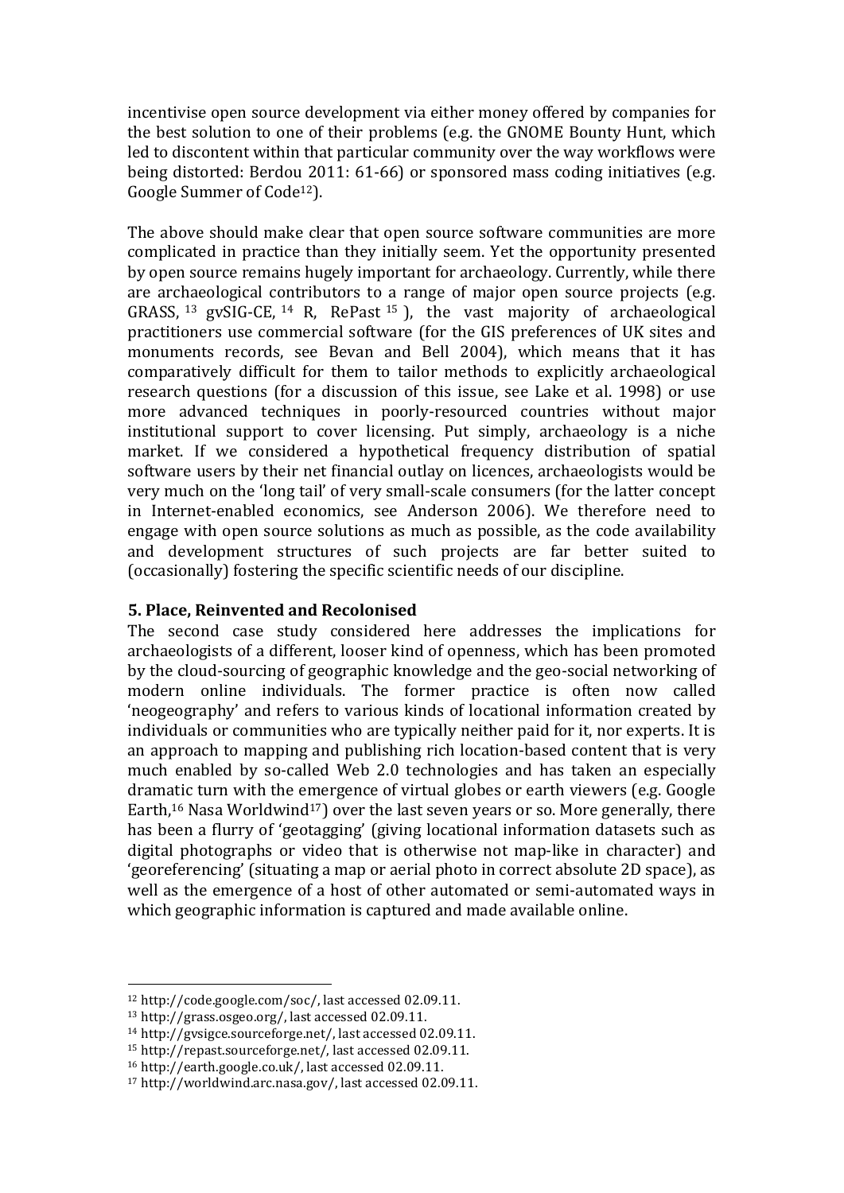incentivise open source development via either money offered by companies for the best solution to one of their problems (e.g. the GNOME Bounty Hunt, which led to discontent within that particular community over the way workflows were being distorted: Berdou 2011: 61-66) or sponsored mass coding initiatives (e.g. Google Summer of Code[12]).

The above should make clear that open source software communities are more complicated in practice than they initially seem. Yet the opportunity presented by open source remains hugely important for archaeology. Currently, while there are archaeological contributors to a range of major open source projects (e.g. GRASS, [13] gvSIG-CE, [14] R, RePast [15] ), the vast majority of archaeological practitioners use commercial software (for the GIS preferences of UK sites and monuments records, see Bevan and Bell 2004), which means that it has comparatively difficult for them to tailor methods to explicitly archaeological research questions (for a discussion of this issue, see Lake et al. 1998) or use more advanced techniques in poorly-resourced countries without major institutional support to cover licensing. Put simply, archaeology is a niche market. If we considered a hypothetical frequency distribution of spatial software users by their net financial outlay on licences, archaeologists would be very much on the 'long tail' of very small-scale consumers (for the latter concept in Internet-enabled economics, see Anderson 2006). We therefore need to engage with open source solutions as much as possible, as the code availability and development structures of such projects are far better suited to (occasionally) fostering the specific scientific needs of our discipline.

## 5. Place, Reinvented and Recolonised

The second case study considered here addresses the implications for archaeologists of a different, looser kind of openness, which has been promoted by the cloud-sourcing of geographic knowledge and the geo-social networking of modern online individuals. The former practice is often now called 'neogeography' and refers to various kinds of locational information created by individuals or communities who are typically neither paid for it, nor experts. It is an approach to mapping and publishing rich location-based content that is very much enabled by so-called Web 2.0 technologies and has taken an especially dramatic turn with the emergence of virtual globes or earth viewers (e.g. Google Earth,[16] Nasa Worldwind[17]) over the last seven years or so. More generally, there has been a flurry of 'geotagging' (giving locational information datasets such as digital photographs or video that is otherwise not map-like in character) and 'georeferencing' (situating a map or aerial photo in correct absolute 2D space), as well as the emergence of a host of other automated or semi-automated ways in which geographic information is captured and made available online.

---

[12] http://code.google.com/soc/, last accessed 02.09.11.

[13] http://grass.osgeo.org/, last accessed 02.09.11.

[14] http://gvsigce.sourceforge.net/, last accessed 02.09.11.

[15] http://repast.sourceforge.net/, last accessed 02.09.11.

[16] http://earth.google.co.uk/, last accessed 02.09.11.

[17] http://worldwind.arc.nasa.gov/, last accessed 02.09.11.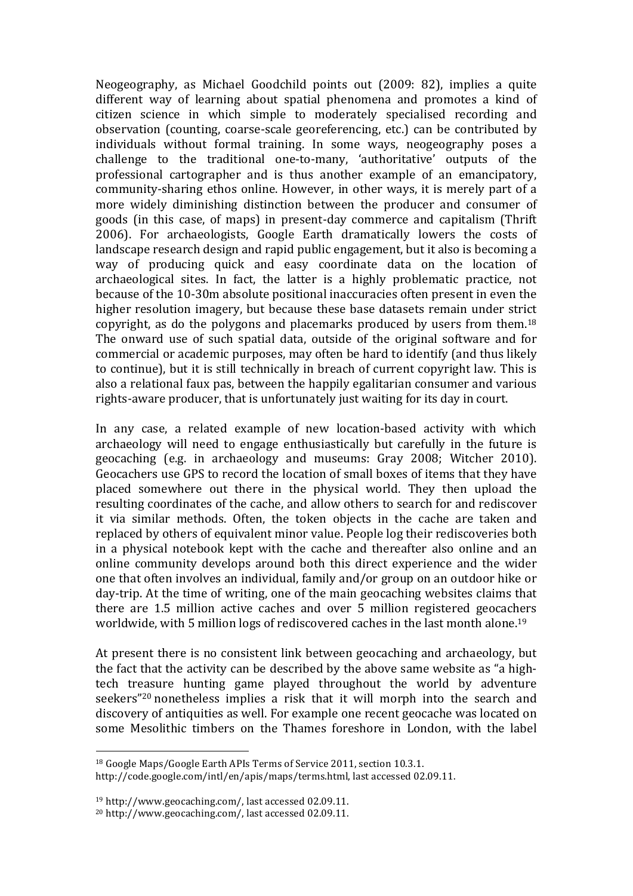Neogeography, as Michael Goodchild points out (2009: 82), implies a quite different way of learning about spatial phenomena and promotes a kind of citizen science in which simple to moderately specialised recording and observation (counting, coarse-scale georeferencing, etc.) can be contributed by individuals without formal training. In some ways, neogeography poses a challenge to the traditional one-to-many, 'authoritative' outputs of the professional cartographer and is thus another example of an emancipatory, community-sharing ethos online. However, in other ways, it is merely part of a more widely diminishing distinction between the producer and consumer of goods (in this case, of maps) in present-day commerce and capitalism (Thrift 2006). For archaeologists, Google Earth dramatically lowers the costs of landscape research design and rapid public engagement, but it also is becoming a way of producing quick and easy coordinate data on the location of archaeological sites. In fact, the latter is a highly problematic practice, not because of the 10-30m absolute positional inaccuracies often present in even the higher resolution imagery, but because these base datasets remain under strict copyright, as do the polygons and placemarks produced by users from them.[18] The onward use of such spatial data, outside of the original software and for commercial or academic purposes, may often be hard to identify (and thus likely to continue), but it is still technically in breach of current copyright law. This is also a relational faux pas, between the happily egalitarian consumer and various rights-aware producer, that is unfortunately just waiting for its day in court.

In any case, a related example of new location-based activity with which archaeology will need to engage enthusiastically but carefully in the future is geocaching (e.g. in archaeology and museums: Gray 2008; Witcher 2010). Geocachers use GPS to record the location of small boxes of items that they have placed somewhere out there in the physical world. They then upload the resulting coordinates of the cache, and allow others to search for and rediscover it via similar methods. Often, the token objects in the cache are taken and replaced by others of equivalent minor value. People log their rediscoveries both in a physical notebook kept with the cache and thereafter also online and an online community develops around both this direct experience and the wider one that often involves an individual, family and/or group on an outdoor hike or day-trip. At the time of writing, one of the main geocaching websites claims that there are 1.5 million active caches and over 5 million registered geocachers worldwide, with 5 million logs of rediscovered caches in the last month alone.[19]

At present there is no consistent link between geocaching and archaeology, but the fact that the activity can be described by the above same website as "a high-tech treasure hunting game played throughout the world by adventure seekers"[20] nonetheless implies a risk that it will morph into the search and discovery of antiquities as well. For example one recent geocache was located on some Mesolithic timbers on the Thames foreshore in London, with the label

---

[18] Google Maps/Google Earth APIs Terms of Service 2011, section 10.3.1. http://code.google.com/intl/en/apis/maps/terms.html, last accessed 02.09.11.

[19] http://www.geocaching.com/, last accessed 02.09.11.

[20] http://www.geocaching.com/, last accessed 02.09.11.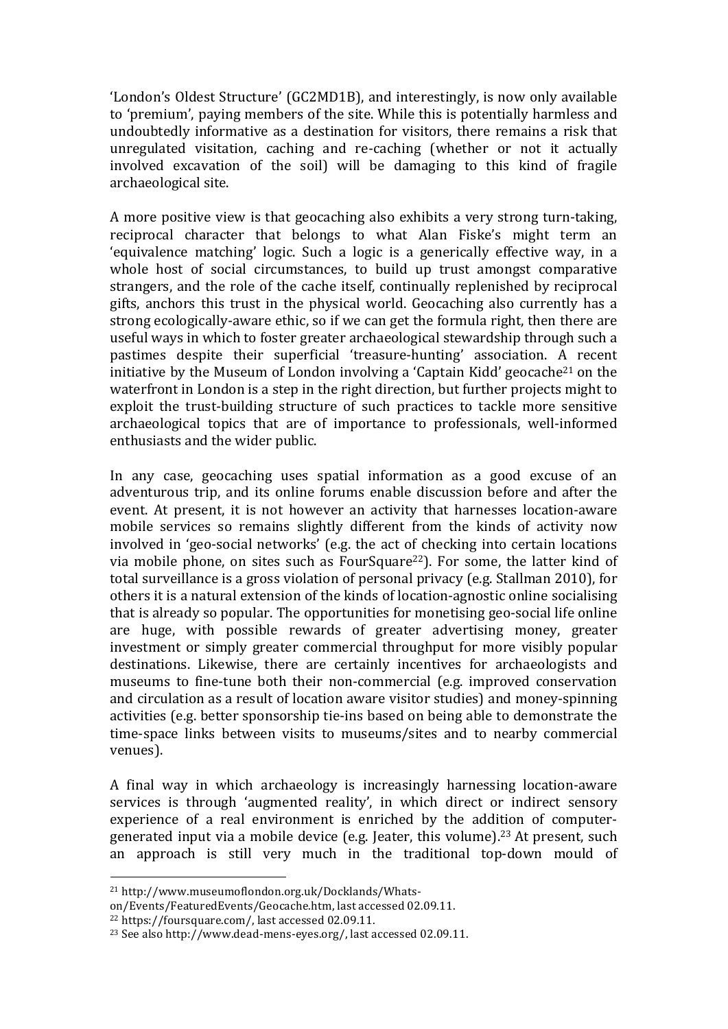'London's Oldest Structure' (GC2MD1B), and interestingly, is now only available to 'premium', paying members of the site. While this is potentially harmless and undoubtedly informative as a destination for visitors, there remains a risk that unregulated visitation, caching and re-caching (whether or not it actually involved excavation of the soil) will be damaging to this kind of fragile archaeological site.

A more positive view is that geocaching also exhibits a very strong turn-taking, reciprocal character that belongs to what Alan Fiske's might term an 'equivalence matching' logic. Such a logic is a generically effective way, in a whole host of social circumstances, to build up trust amongst comparative strangers, and the role of the cache itself, continually replenished by reciprocal gifts, anchors this trust in the physical world. Geocaching also currently has a strong ecologically-aware ethic, so if we can get the formula right, then there are useful ways in which to foster greater archaeological stewardship through such a pastimes despite their superficial 'treasure-hunting' association. A recent initiative by the Museum of London involving a 'Captain Kidd' geocache[21] on the waterfront in London is a step in the right direction, but further projects might to exploit the trust-building structure of such practices to tackle more sensitive archaeological topics that are of importance to professionals, well-informed enthusiasts and the wider public.

In any case, geocaching uses spatial information as a good excuse of an adventurous trip, and its online forums enable discussion before and after the event. At present, it is not however an activity that harnesses location-aware mobile services so remains slightly different from the kinds of activity now involved in 'geo-social networks' (e.g. the act of checking into certain locations via mobile phone, on sites such as FourSquare[22]). For some, the latter kind of total surveillance is a gross violation of personal privacy (e.g. Stallman 2010), for others it is a natural extension of the kinds of location-agnostic online socialising that is already so popular. The opportunities for monetising geo-social life online are huge, with possible rewards of greater advertising money, greater investment or simply greater commercial throughput for more visibly popular destinations. Likewise, there are certainly incentives for archaeologists and museums to fine-tune both their non-commercial (e.g. improved conservation and circulation as a result of location aware visitor studies) and money-spinning activities (e.g. better sponsorship tie-ins based on being able to demonstrate the time-space links between visits to museums/sites and to nearby commercial venues).

A final way in which archaeology is increasingly harnessing location-aware services is through 'augmented reality', in which direct or indirect sensory experience of a real environment is enriched by the addition of computer-generated input via a mobile device (e.g. Jeater, this volume).[23] At present, such an approach is still very much in the traditional top-down mould of

---

[21] http://www.museumoflondon.org.uk/Docklands/Whats-on/Events/FeaturedEvents/Geocache.htm, last accessed 02.09.11.

[22] https://foursquare.com/, last accessed 02.09.11.

[23] See also http://www.dead-mens-eyes.org/, last accessed 02.09.11.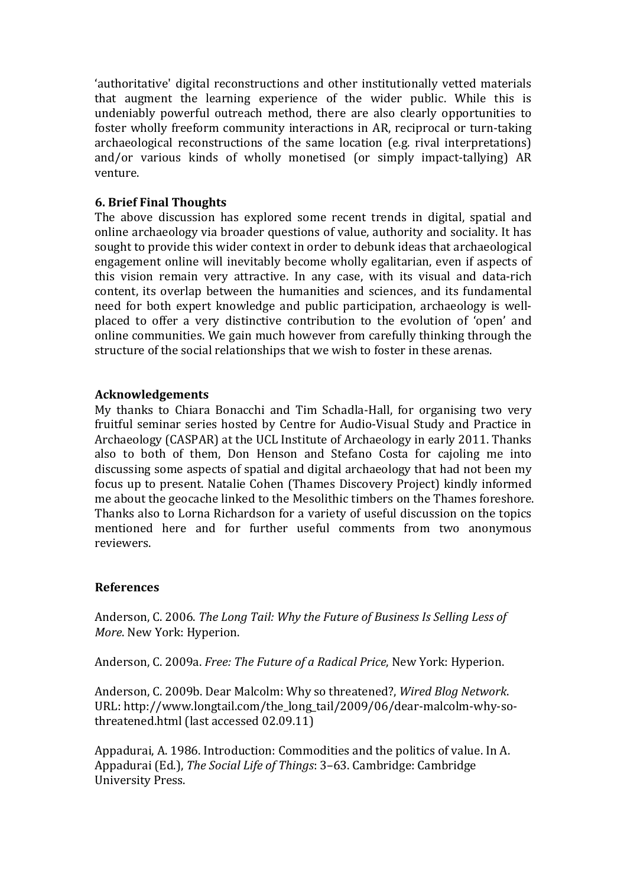'authoritative' digital reconstructions and other institutionally vetted materials that augment the learning experience of the wider public. While this is undeniably powerful outreach method, there are also clearly opportunities to foster wholly freeform community interactions in AR, reciprocal or turn-taking archaeological reconstructions of the same location (e.g. rival interpretations) and/or various kinds of wholly monetised (or simply impact-tallying) AR venture.

### 6. Brief Final Thoughts

The above discussion has explored some recent trends in digital, spatial and online archaeology via broader questions of value, authority and sociality. It has sought to provide this wider context in order to debunk ideas that archaeological engagement online will inevitably become wholly egalitarian, even if aspects of this vision remain very attractive. In any case, with its visual and data-rich content, its overlap between the humanities and sciences, and its fundamental need for both expert knowledge and public participation, archaeology is well-placed to offer a very distinctive contribution to the evolution of 'open' and online communities. We gain much however from carefully thinking through the structure of the social relationships that we wish to foster in these arenas.

### Acknowledgements

My thanks to Chiara Bonacchi and Tim Schadla-Hall, for organising two very fruitful seminar series hosted by Centre for Audio-Visual Study and Practice in Archaeology (CASPAR) at the UCL Institute of Archaeology in early 2011. Thanks also to both of them, Don Henson and Stefano Costa for cajoling me into discussing some aspects of spatial and digital archaeology that had not been my focus up to present. Natalie Cohen (Thames Discovery Project) kindly informed me about the geocache linked to the Mesolithic timbers on the Thames foreshore. Thanks also to Lorna Richardson for a variety of useful discussion on the topics mentioned here and for further useful comments from two anonymous reviewers.

### References

Anderson, C. 2006. *The Long Tail: Why the Future of Business Is Selling Less of More*. New York: Hyperion.

Anderson, C. 2009a. *Free: The Future of a Radical Price*, New York: Hyperion.

Anderson, C. 2009b. Dear Malcolm: Why so threatened?, *Wired Blog Network*. URL: http://www.longtail.com/the_long_tail/2009/06/dear-malcolm-why-so-threatened.html (last accessed 02.09.11)

Appadurai, A. 1986. Introduction: Commodities and the politics of value. In A. Appadurai (Ed.), *The Social Life of Things*: 3–63. Cambridge: Cambridge University Press.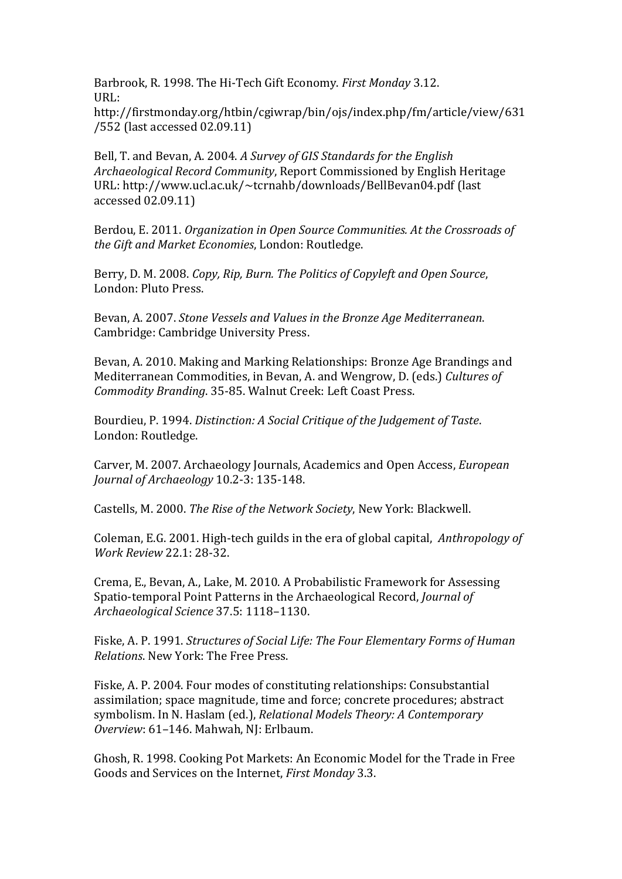Barbrook, R. 1998. The Hi-Tech Gift Economy. *First Monday* 3.12. URL: http://firstmonday.org/htbin/cgiwrap/bin/ojs/index.php/fm/article/view/631/552 (last accessed 02.09.11)

Bell, T. and Bevan, A. 2004. *A Survey of GIS Standards for the English Archaeological Record Community*, Report Commissioned by English Heritage URL: http://www.ucl.ac.uk/~tcrnahb/downloads/BellBevan04.pdf (last accessed 02.09.11)

Berdou, E. 2011. *Organization in Open Source Communities. At the Crossroads of the Gift and Market Economies*, London: Routledge.

Berry, D. M. 2008. *Copy, Rip, Burn. The Politics of Copyleft and Open Source*, London: Pluto Press.

Bevan, A. 2007. *Stone Vessels and Values in the Bronze Age Mediterranean*. Cambridge: Cambridge University Press.

Bevan, A. 2010. Making and Marking Relationships: Bronze Age Brandings and Mediterranean Commodities, in Bevan, A. and Wengrow, D. (eds.) *Cultures of Commodity Branding*. 35-85. Walnut Creek: Left Coast Press.

Bourdieu, P. 1994. *Distinction: A Social Critique of the Judgement of Taste*. London: Routledge.

Carver, M. 2007. Archaeology Journals, Academics and Open Access, *European Journal of Archaeology* 10.2-3: 135-148.

Castells, M. 2000. *The Rise of the Network Society*, New York: Blackwell.

Coleman, E.G. 2001. High-tech guilds in the era of global capital, *Anthropology of Work Review* 22.1: 28-32.

Crema, E., Bevan, A., Lake, M. 2010. A Probabilistic Framework for Assessing Spatio-temporal Point Patterns in the Archaeological Record, *Journal of Archaeological Science* 37.5: 1118–1130.

Fiske, A. P. 1991. *Structures of Social Life: The Four Elementary Forms of Human Relations*. New York: The Free Press.

Fiske, A. P. 2004. Four modes of constituting relationships: Consubstantial assimilation; space magnitude, time and force; concrete procedures; abstract symbolism. In N. Haslam (ed.), *Relational Models Theory: A Contemporary Overview*: 61–146. Mahwah, NJ: Erlbaum.

Ghosh, R. 1998. Cooking Pot Markets: An Economic Model for the Trade in Free Goods and Services on the Internet, *First Monday* 3.3.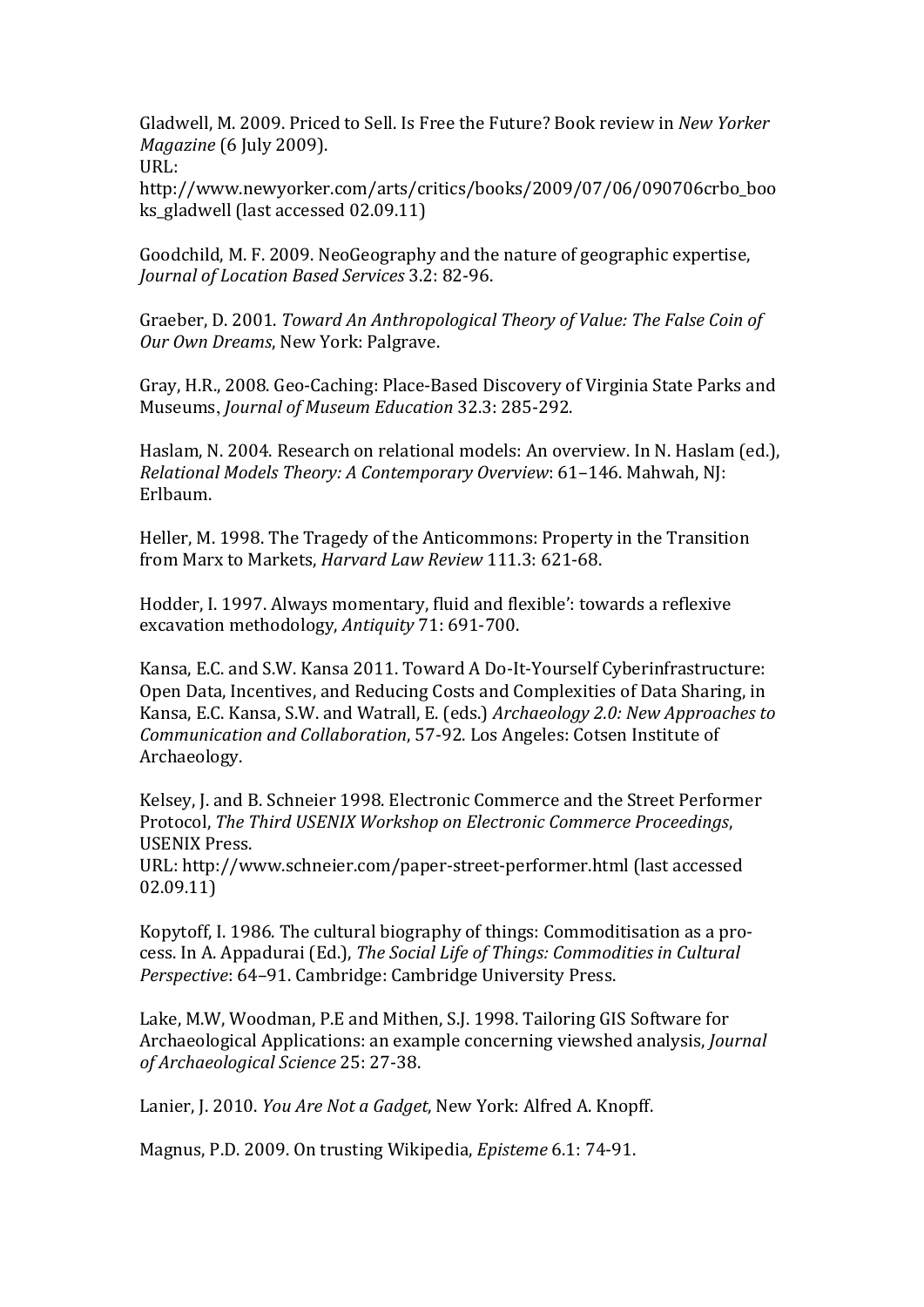Gladwell, M. 2009. Priced to Sell. Is Free the Future? Book review in *New Yorker Magazine* (6 July 2009).
URL:
http://www.newyorker.com/arts/critics/books/2009/07/06/090706crbo_books_gladwell (last accessed 02.09.11)

Goodchild, M. F. 2009. NeoGeography and the nature of geographic expertise, *Journal of Location Based Services* 3.2: 82-96.

Graeber, D. 2001. *Toward An Anthropological Theory of Value: The False Coin of Our Own Dreams*, New York: Palgrave.

Gray, H.R., 2008. Geo-Caching: Place-Based Discovery of Virginia State Parks and Museums, *Journal of Museum Education* 32.3: 285-292.

Haslam, N. 2004. Research on relational models: An overview. In N. Haslam (ed.), *Relational Models Theory: A Contemporary Overview*: 61–146. Mahwah, NJ: Erlbaum.

Heller, M. 1998. The Tragedy of the Anticommons: Property in the Transition from Marx to Markets, *Harvard Law Review* 111.3: 621-68.

Hodder, I. 1997. Always momentary, fluid and flexible': towards a reflexive excavation methodology, *Antiquity* 71: 691-700.

Kansa, E.C. and S.W. Kansa 2011. Toward A Do-It-Yourself Cyberinfrastructure: Open Data, Incentives, and Reducing Costs and Complexities of Data Sharing, in Kansa, E.C. Kansa, S.W. and Watrall, E. (eds.) *Archaeology 2.0: New Approaches to Communication and Collaboration*, 57-92. Los Angeles: Cotsen Institute of Archaeology.

Kelsey, J. and B. Schneier 1998. Electronic Commerce and the Street Performer Protocol, *The Third USENIX Workshop on Electronic Commerce Proceedings*, USENIX Press.
URL: http://www.schneier.com/paper-street-performer.html (last accessed 02.09.11)

Kopytoff, I. 1986. The cultural biography of things: Commoditisation as a process. In A. Appadurai (Ed.), *The Social Life of Things: Commodities in Cultural Perspective*: 64–91. Cambridge: Cambridge University Press.

Lake, M.W, Woodman, P.E and Mithen, S.J. 1998. Tailoring GIS Software for Archaeological Applications: an example concerning viewshed analysis, *Journal of Archaeological Science* 25: 27-38.

Lanier, J. 2010. *You Are Not a Gadget*, New York: Alfred A. Knopff.

Magnus, P.D. 2009. On trusting Wikipedia, *Episteme* 6.1: 74-91.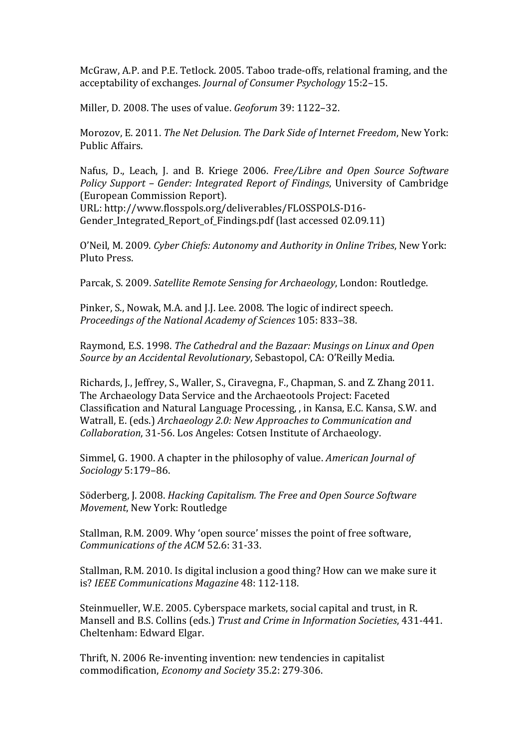McGraw, A.P. and P.E. Tetlock. 2005. Taboo trade-offs, relational framing, and the acceptability of exchanges. *Journal of Consumer Psychology* 15:2–15.

Miller, D. 2008. The uses of value. *Geoforum* 39: 1122–32.

Morozov, E. 2011. *The Net Delusion. The Dark Side of Internet Freedom*, New York: Public Affairs.

Nafus, D., Leach, J. and B. Kriege 2006. *Free/Libre and Open Source Software Policy Support – Gender: Integrated Report of Findings*, University of Cambridge (European Commission Report).
URL: http://www.flosspols.org/deliverables/FLOSSPOLS-D16-Gender_Integrated_Report_of_Findings.pdf (last accessed 02.09.11)

O'Neil, M. 2009. *Cyber Chiefs: Autonomy and Authority in Online Tribes*, New York: Pluto Press.

Parcak, S. 2009. *Satellite Remote Sensing for Archaeology*, London: Routledge.

Pinker, S., Nowak, M.A. and J.J. Lee. 2008. The logic of indirect speech. *Proceedings of the National Academy of Sciences* 105: 833–38.

Raymond, E.S. 1998. *The Cathedral and the Bazaar: Musings on Linux and Open Source by an Accidental Revolutionary*, Sebastopol, CA: O'Reilly Media.

Richards, J., Jeffrey, S., Waller, S., Ciravegna, F., Chapman, S. and Z. Zhang 2011. The Archaeology Data Service and the Archaeotools Project: Faceted Classification and Natural Language Processing, , in Kansa, E.C. Kansa, S.W. and Watrall, E. (eds.) *Archaeology 2.0: New Approaches to Communication and Collaboration*, 31-56. Los Angeles: Cotsen Institute of Archaeology.

Simmel, G. 1900. A chapter in the philosophy of value. *American Journal of Sociology* 5:179–86.

Söderberg, J. 2008. *Hacking Capitalism. The Free and Open Source Software Movement*, New York: Routledge

Stallman, R.M. 2009. Why 'open source' misses the point of free software, *Communications of the ACM* 52.6: 31-33.

Stallman, R.M. 2010. Is digital inclusion a good thing? How can we make sure it is? *IEEE Communications Magazine* 48: 112-118.

Steinmueller, W.E. 2005. Cyberspace markets, social capital and trust, in R. Mansell and B.S. Collins (eds.) *Trust and Crime in Information Societies*, 431-441. Cheltenham: Edward Elgar.

Thrift, N. 2006 Re-inventing invention: new tendencies in capitalist commodification, *Economy and Society* 35.2: 279-306.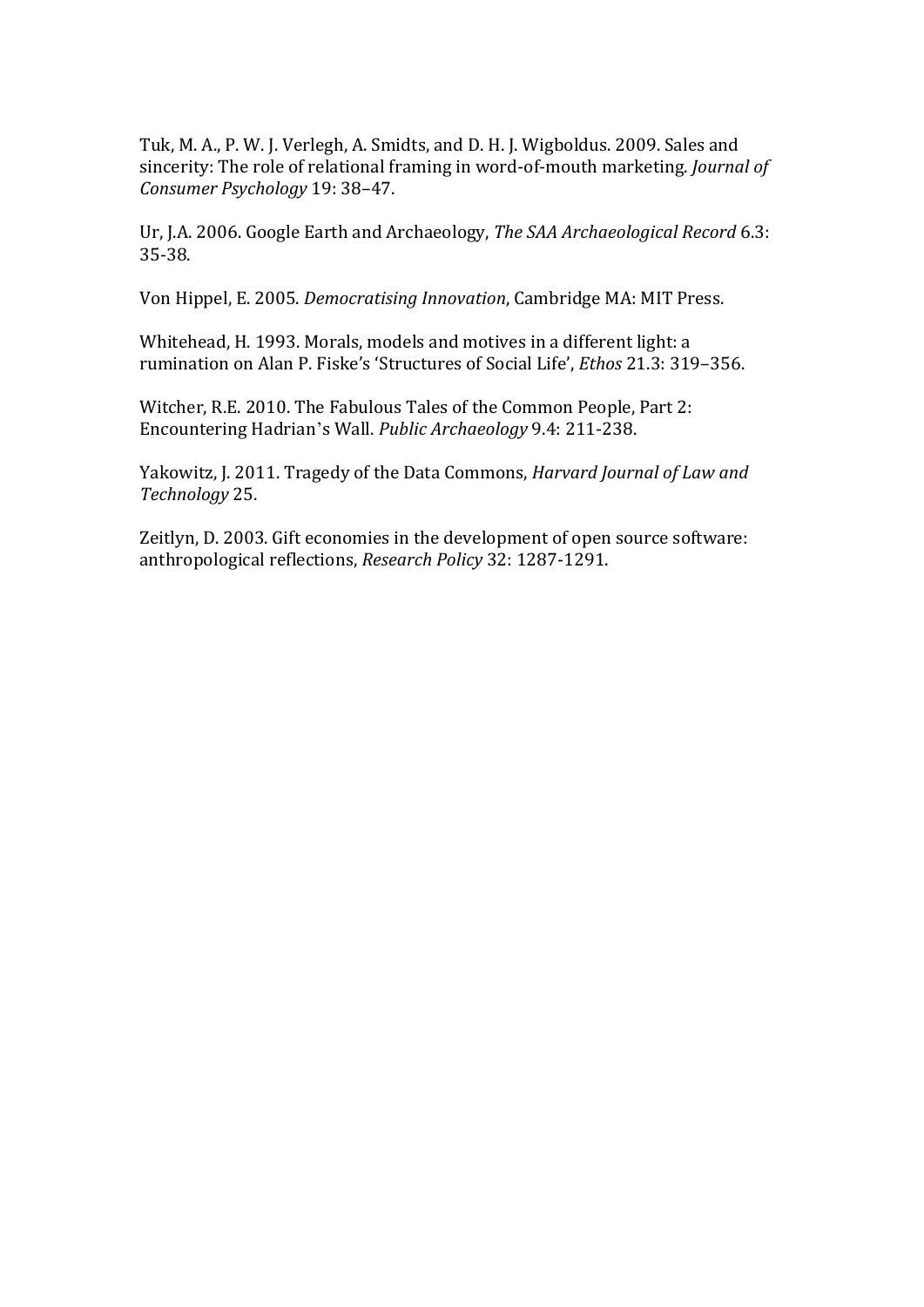Tuk, M. A., P. W. J. Verlegh, A. Smidts, and D. H. J. Wigboldus. 2009. Sales and sincerity: The role of relational framing in word-of-mouth marketing. *Journal of Consumer Psychology* 19: 38–47.

Ur, J.A. 2006. Google Earth and Archaeology, *The SAA Archaeological Record* 6.3: 35-38.

Von Hippel, E. 2005. *Democratising Innovation*, Cambridge MA: MIT Press.

Whitehead, H. 1993. Morals, models and motives in a different light: a rumination on Alan P. Fiske's 'Structures of Social Life', *Ethos* 21.3: 319–356.

Witcher, R.E. 2010. The Fabulous Tales of the Common People, Part 2: Encountering Hadrian's Wall. *Public Archaeology* 9.4: 211-238.

Yakowitz, J. 2011. Tragedy of the Data Commons, *Harvard Journal of Law and Technology* 25.

Zeitlyn, D. 2003. Gift economies in the development of open source software: anthropological reflections, *Research Policy* 32: 1287-1291.